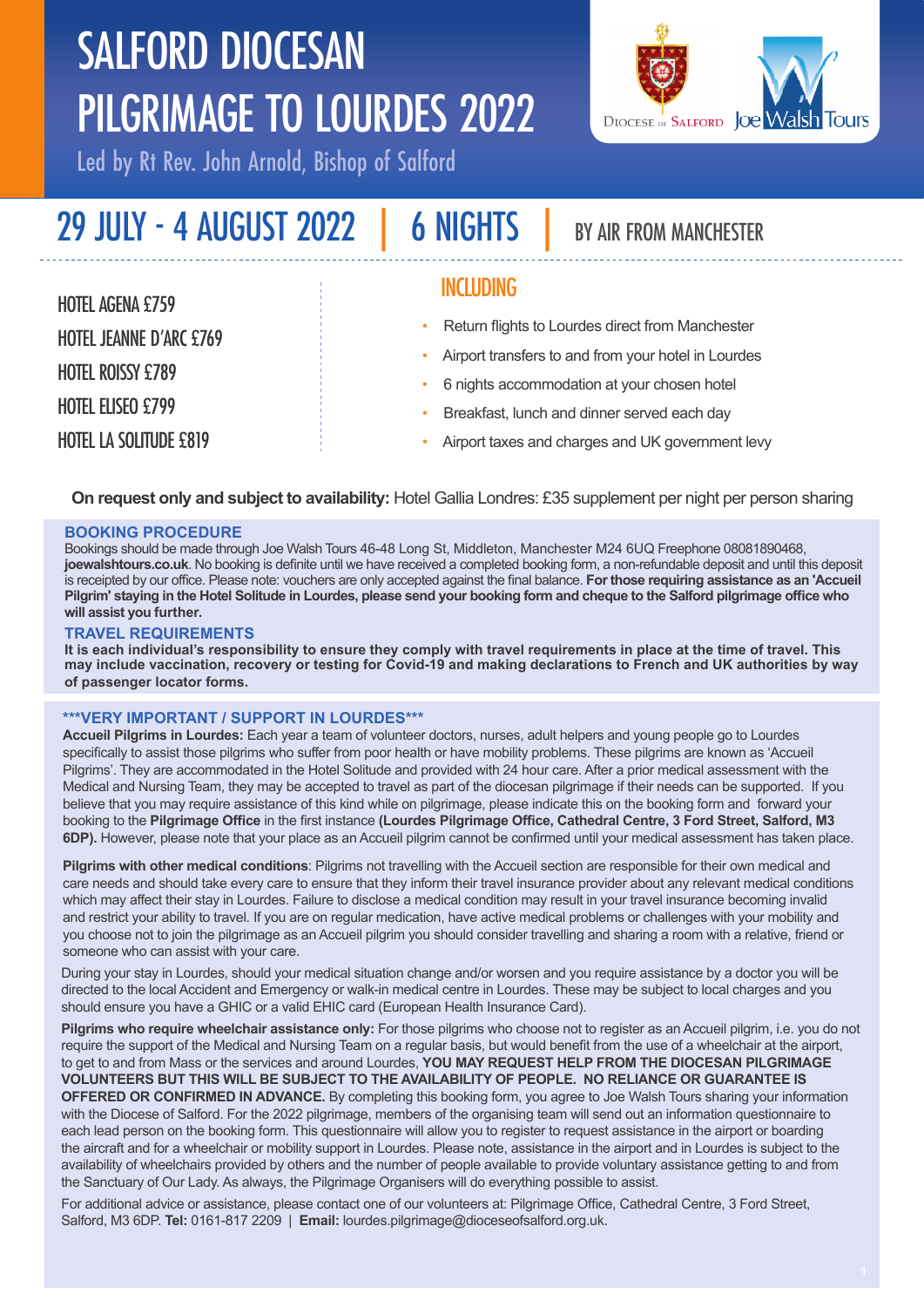# SALFORD DIOCESAN PILGRIMAGE TO LOURDES 2022

Led by Rt Rev. John Arnold, Bishop of Salford

Diocese of Salford | Joe Walsh Tours

## 29 JULY - 4 AUGUST 2022 | 6 NIGHTS | BY AIR FROM MANCHESTER

HOTEL AGENA £759

HOTEL JEANNE D'ARC £769

HOTEL ROISSY £789

HOTEL ELISEO £799

HOTEL LA SOLITUDE £819

### INCLUDING

- Return flights to Lourdes direct from Manchester
- Airport transfers to and from your hotel in Lourdes
- 6 nights accommodation at your chosen hotel
- Breakfast, lunch and dinner served each day
- Airport taxes and charges and UK government levy

**On request only and subject to availability:** Hotel Gallia Londres: £35 supplement per night per person sharing

### BOOKING PROCEDURE

Bookings should be made through Joe Walsh Tours 46-48 Long St, Middleton, Manchester M24 6UQ Freephone 08081890468, **joewalshtours.co.uk**. No booking is definite until we have received a completed booking form, a non-refundable deposit and until this deposit is receipted by our office. Please note: vouchers are only accepted against the final balance. **For those requiring assistance as an 'Accueil Pilgrim' staying in the Hotel Solitude in Lourdes, please send your booking form and cheque to the Salford pilgrimage office who will assist you further.**

### TRAVEL REQUIREMENTS

**It is each individual's responsibility to ensure they comply with travel requirements in place at the time of travel. This may include vaccination, recovery or testing for Covid-19 and making declarations to French and UK authorities by way of passenger locator forms.**

### ***VERY IMPORTANT / SUPPORT IN LOURDES***

**Accueil Pilgrims in Lourdes:** Each year a team of volunteer doctors, nurses, adult helpers and young people go to Lourdes specifically to assist those pilgrims who suffer from poor health or have mobility problems. These pilgrims are known as 'Accueil Pilgrims'. They are accommodated in the Hotel Solitude and provided with 24 hour care. After a prior medical assessment with the Medical and Nursing Team, they may be accepted to travel as part of the diocesan pilgrimage if their needs can be supported. If you believe that you may require assistance of this kind while on pilgrimage, please indicate this on the booking form and forward your booking to the **Pilgrimage Office** in the first instance **(Lourdes Pilgrimage Office, Cathedral Centre, 3 Ford Street, Salford, M3 6DP).** However, please note that your place as an Accueil pilgrim cannot be confirmed until your medical assessment has taken place.

**Pilgrims with other medical conditions**: Pilgrims not travelling with the Accueil section are responsible for their own medical and care needs and should take every care to ensure that they inform their travel insurance provider about any relevant medical conditions which may affect their stay in Lourdes. Failure to disclose a medical condition may result in your travel insurance becoming invalid and restrict your ability to travel. If you are on regular medication, have active medical problems or challenges with your mobility and you choose not to join the pilgrimage as an Accueil pilgrim you should consider travelling and sharing a room with a relative, friend or someone who can assist with your care.

During your stay in Lourdes, should your medical situation change and/or worsen and you require assistance by a doctor you will be directed to the local Accident and Emergency or walk-in medical centre in Lourdes. These may be subject to local charges and you should ensure you have a GHIC or a valid EHIC card (European Health Insurance Card).

**Pilgrims who require wheelchair assistance only:** For those pilgrims who choose not to register as an Accueil pilgrim, i.e. you do not require the support of the Medical and Nursing Team on a regular basis, but would benefit from the use of a wheelchair at the airport, to get to and from Mass or the services and around Lourdes, **YOU MAY REQUEST HELP FROM THE DIOCESAN PILGRIMAGE VOLUNTEERS BUT THIS WILL BE SUBJECT TO THE AVAILABILITY OF PEOPLE. NO RELIANCE OR GUARANTEE IS OFFERED OR CONFIRMED IN ADVANCE.** By completing this booking form, you agree to Joe Walsh Tours sharing your information with the Diocese of Salford. For the 2022 pilgrimage, members of the organising team will send out an information questionnaire to each lead person on the booking form. This questionnaire will allow you to register to request assistance in the airport or boarding the aircraft and for a wheelchair or mobility support in Lourdes. Please note, assistance in the airport and in Lourdes is subject to the availability of wheelchairs provided by others and the number of people available to provide voluntary assistance getting to and from the Sanctuary of Our Lady. As always, the Pilgrimage Organisers will do everything possible to assist.

For additional advice or assistance, please contact one of our volunteers at: Pilgrimage Office, Cathedral Centre, 3 Ford Street, Salford, M3 6DP. **Tel:** 0161-817 2209 | **Email:** lourdes.pilgrimage@dioceseofsalford.org.uk.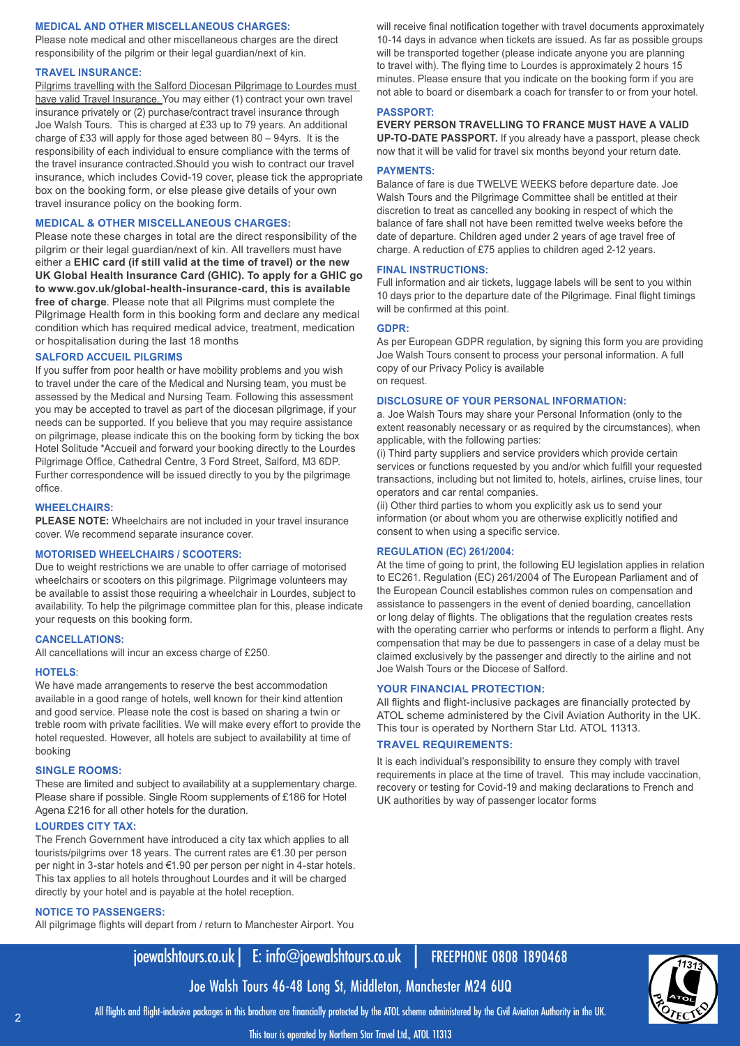## MEDICAL AND OTHER MISCELLANEOUS CHARGES:

Please note medical and other miscellaneous charges are the direct responsibility of the pilgrim or their legal guardian/next of kin.

## TRAVEL INSURANCE:

Pilgrims travelling with the Salford Diocesan Pilgrimage to Lourdes must have valid Travel Insurance. You may either (1) contract your own own travel insurance privately or (2) purchase/contract travel insurance through Joe Walsh Tours. This is charged at £33 up to 79 years. An additional charge of £33 will apply for those aged between 80 – 94yrs. It is the responsibility of each individual to ensure compliance with the terms of the travel insurance contracted.Should you wish to contract our travel insurance, which includes Covid-19 cover, please tick the appropriate box on the booking form, or else please give details of your own travel insurance policy on the booking form.

## MEDICAL & OTHER MISCELLANEOUS CHARGES:

Please note these charges in total are the direct responsibility of the pilgrim or their legal guardian/next of kin. All travellers must have either a **EHIC card (if still valid at the time of travel) or the new UK Global Health Insurance Card (GHIC). To apply for a GHIC go to www.gov.uk/global-health-insurance-card, this is available free of charge**. Please note that all Pilgrims must complete the Pilgrimage Health form in this booking form and declare any medical condition which has required medical advice, treatment, medication or hospitalisation during the last 18 months

## SALFORD ACCUEIL PILGRIMS

If you suffer from poor health or have mobility problems and you wish to travel under the care of the Medical and Nursing team, you must be assessed by the Medical and Nursing Team. Following this assessment you may be accepted to travel as part of the diocesan pilgrimage, if your needs can be supported. If you believe that you may require assistance on pilgrimage, please indicate this on the booking form by ticking the box Hotel Solitude *Accueil and forward your booking directly to the Lourdes Pilgrimage Office, Cathedral Centre, 3 Ford Street, Salford, M3 6DP. Further correspondence will be issued directly to you by the pilgrimage office.

## WHEELCHAIRS:

**PLEASE NOTE:** Wheelchairs are not included in your travel insurance cover. We recommend separate insurance cover.

## MOTORISED WHEELCHAIRS / SCOOTERS:

Due to weight restrictions we are unable to offer carriage of motorised wheelchairs or scooters on this pilgrimage. Pilgrimage volunteers may be able to assist those requiring a wheelchair in Lourdes, subject to availability. To help the pilgrimage committee plan for this, please indicate your requests on this booking form.

## CANCELLATIONS:

All cancellations will incur an excess charge of £250.

## HOTELS:

We have made arrangements to reserve the best accommodation available in a good range of hotels, well known for their kind attention and good service. Please note the cost is based on sharing a twin or treble room with private facilities. We will make every effort to provide the hotel requested. However, all hotels are subject to availability at time of booking

## SINGLE ROOMS:

These are limited and subject to availability at a supplementary charge. Please share if possible. Single Room supplements of £186 for Hotel Agena £216 for all other hotels for the duration.

## LOURDES CITY TAX:

The French Government have introduced a city tax which applies to all tourists/pilgrims over 18 years. The current rates are €1.30 per person per night in 3-star hotels and €1.90 per person per night in 4-star hotels. This tax applies to all hotels throughout Lourdes and it will be charged directly by your hotel and is payable at the hotel reception.

## NOTICE TO PASSENGERS:

All pilgrimage flights will depart from / return to Manchester Airport. You will receive final notification together with travel documents approximately 10-14 days in advance when tickets are issued. As far as possible groups will be transported together (please indicate anyone you are planning to travel with). The flying time to Lourdes is approximately 2 hours 15 minutes. Please ensure that you indicate on the booking form if you are not able to board or disembark a coach for transfer to or from your hotel.

## PASSPORT:

**EVERY PERSON TRAVELLING TO FRANCE MUST HAVE A VALID UP-TO-DATE PASSPORT.** If you already have a passport, please check now that it will be valid for travel six months beyond your return date.

## PAYMENTS:

Balance of fare is due TWELVE WEEKS before departure date. Joe Walsh Tours and the Pilgrimage Committee shall be entitled at their discretion to treat as cancelled any booking in respect of which the balance of fare shall not have been remitted twelve weeks before the date of departure. Children aged under 2 years of age travel free of charge. A reduction of £75 applies to children aged 2-12 years.

## FINAL INSTRUCTIONS:

Full information and air tickets, luggage labels will be sent to you within 10 days prior to the departure date of the Pilgrimage. Final flight timings will be confirmed at this point.

## GDPR:

As per European GDPR regulation, by signing this form you are providing Joe Walsh Tours consent to process your personal information. A full copy of our Privacy Policy is available on request.

## DISCLOSURE OF YOUR PERSONAL INFORMATION:

a. Joe Walsh Tours may share your Personal Information (only to the extent reasonably necessary or as required by the circumstances), when applicable, with the following parties:

(i) Third party suppliers and service providers which provide certain services or functions requested by you and/or which fulfill your requested transactions, including but not limited to, hotels, airlines, cruise lines, tour operators and car rental companies.

(ii) Other third parties to whom you explicitly ask us to send your information (or about whom you are otherwise explicitly notified and consent to when using a specific service.

## REGULATION (EC) 261/2004:

At the time of going to print, the following EU legislation applies in relation to EC261. Regulation (EC) 261/2004 of The European Parliament and of the European Council establishes common rules on compensation and assistance to passengers in the event of denied boarding, cancellation or long delay of flights. The obligations that the regulation creates rests with the operating carrier who performs or intends to perform a flight. Any compensation that may be due to passengers in case of a delay must be claimed exclusively by the passenger and directly to the airline and not Joe Walsh Tours or the Diocese of Salford.

## YOUR FINANCIAL PROTECTION:

All flights and flight-inclusive packages are financially protected by ATOL scheme administered by the Civil Aviation Authority in the UK. This tour is operated by Northern Star Ltd. ATOL 11313.

## TRAVEL REQUIREMENTS:

It is each individual's responsibility to ensure they comply with travel requirements in place at the time of travel. This may include vaccination, recovery or testing for Covid-19 and making declarations to French and UK authorities by way of passenger locator forms

joewalshtours.co.uk | E: info@joewalshtours.co.uk | FREEPHONE 0808 1890468

Joe Walsh Tours 46-48 Long St, Middleton, Manchester M24 6UQ

All flights and flight-inclusive packages in this brochure are financially protected by the ATOL scheme administered by the Civil Aviation Authority in the UK.

This tour is operated by Northern Star Travel Ltd., ATOL 11313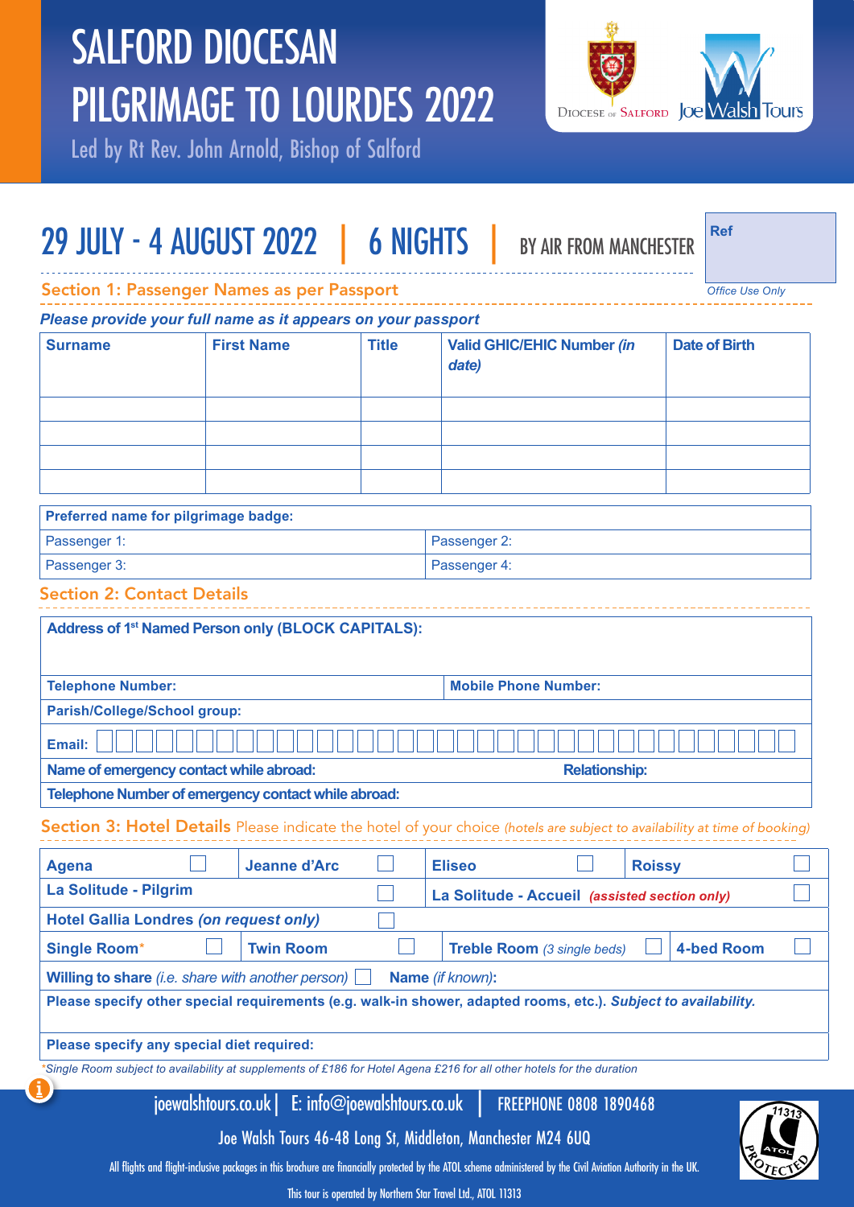# SALFORD DIOCESAN PILGRIMAGE TO LOURDES 2022

Led by Rt Rev. John Arnold, Bishop of Salford

Diocese of Salford | Joe Walsh Tours

## 29 JULY - 4 AUGUST 2022 | 6 NIGHTS | BY AIR FROM MANCHESTER

**Ref**

*Office Use Only*

### Section 1: Passenger Names as per Passport

***Please provide your full name as it appears on your passport***

| Surname | First Name | Title | Valid GHIC/EHIC Number *(in date)* | Date of Birth |
|---|---|---|---|---|
| | | | | |
| | | | | |
| | | | | |
| | | | | |

| **Preferred name for pilgrimage badge:** | |
|---|---|
| Passenger 1: | Passenger 2: |
| Passenger 3: | Passenger 4: |

### Section 2: Contact Details

**Address of 1st Named Person only (BLOCK CAPITALS):**

**Telephone Number:** | **Mobile Phone Number:**

**Parish/College/School group:**

**Email:**

**Name of emergency contact while abroad:** | **Relationship:**

**Telephone Number of emergency contact while abroad:**

### Section 3: Hotel Details

Please indicate the hotel of your choice *(hotels are subject to availability at time of booking)*

| | | | |
|---|---|---|---|
| **Agena** ☐ | **Jeanne d'Arc** ☐ | **Eliseo** ☐ | **Roissy** ☐ |
| **La Solitude - Pilgrim** ☐ | | **La Solitude - Accueil** *(assisted section only)* ☐ | |
| **Hotel Gallia Londres** *(on request only)* ☐ | | | |
| **Single Room*** ☐ | **Twin Room** ☐ | **Treble Room** *(3 single beds)* ☐ | **4-bed Room** ☐ |

**Willing to share** *(i.e. share with another person)* ☐ **Name** *(if known)*:

**Please specify other special requirements (e.g. walk-in shower, adapted rooms, etc.).** ***Subject to availability.***

**Please specify any special diet required:**

**Single Room subject to availability at supplements of £186 for Hotel Agena £216 for all other hotels for the duration*

joewalshtours.co.uk | E: info@joewalshtours.co.uk | FREEPHONE 0808 1890468

Joe Walsh Tours 46-48 Long St, Middleton, Manchester M24 6UQ

All flights and flight-inclusive packages in this brochure are financially protected by the ATOL scheme administered by the Civil Aviation Authority in the UK.

This tour is operated by Northern Star Travel Ltd., ATOL 11313

ATOL PROTECTED 11313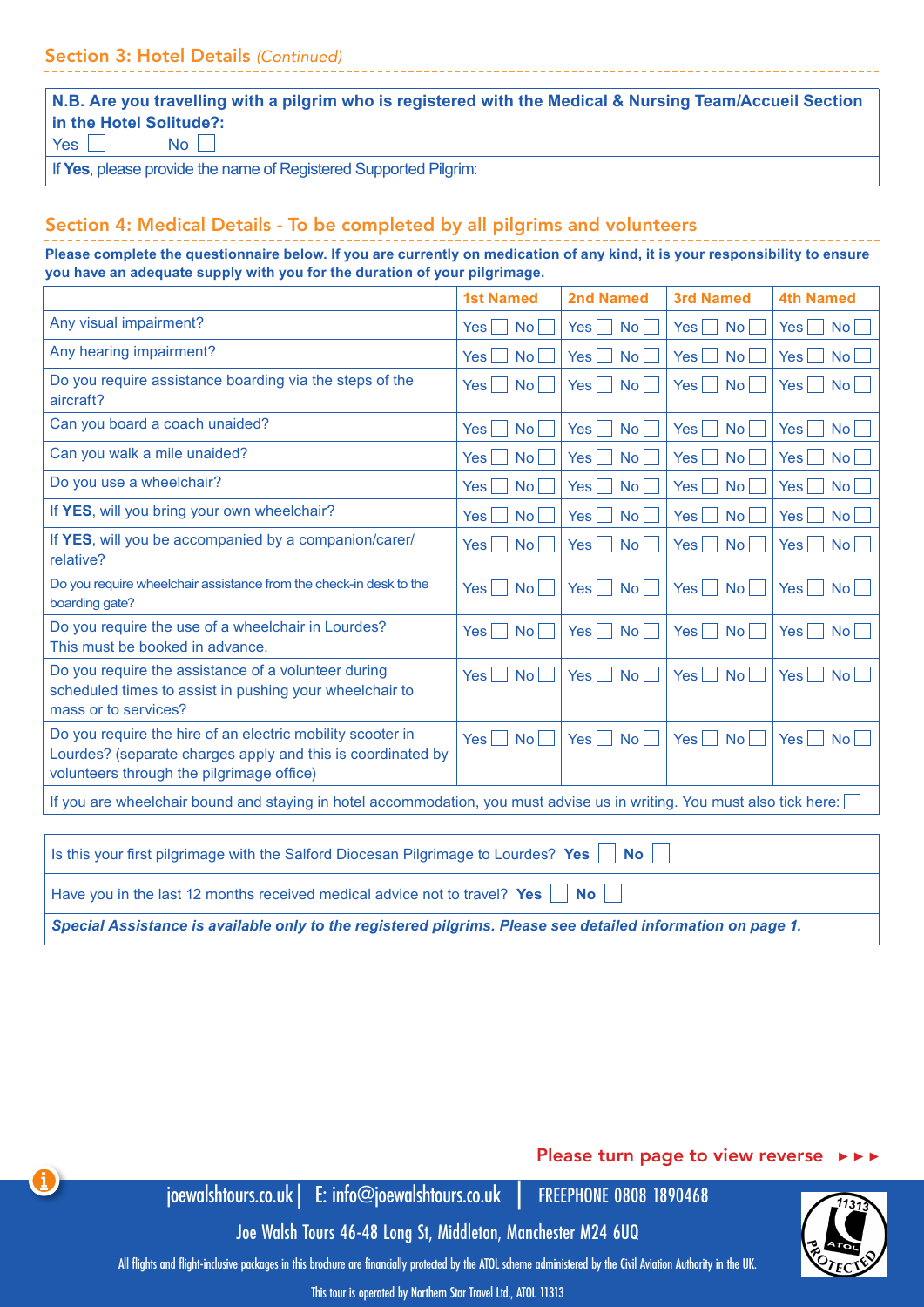## Section 3: Hotel Details *(Continued)*

**N.B. Are you travelling with a pilgrim who is registered with the Medical & Nursing Team/Accueil Section in the Hotel Solitude?:**

Yes ☐ No ☐

If **Yes**, please provide the name of Registered Supported Pilgrim:

## Section 4: Medical Details - To be completed by all pilgrims and volunteers

**Please complete the questionnaire below. If you are currently on medication of any kind, it is your responsibility to ensure you have an adequate supply with you for the duration of your pilgrimage.**

| | 1st Named | 2nd Named | 3rd Named | 4th Named |
|---|---|---|---|---|
| Any visual impairment? | Yes ☐ No ☐ | Yes ☐ No ☐ | Yes ☐ No ☐ | Yes ☐ No ☐ |
| Any hearing impairment? | Yes ☐ No ☐ | Yes ☐ No ☐ | Yes ☐ No ☐ | Yes ☐ No ☐ |
| Do you require assistance boarding via the steps of the aircraft? | Yes ☐ No ☐ | Yes ☐ No ☐ | Yes ☐ No ☐ | Yes ☐ No ☐ |
| Can you board a coach unaided? | Yes ☐ No ☐ | Yes ☐ No ☐ | Yes ☐ No ☐ | Yes ☐ No ☐ |
| Can you walk a mile unaided? | Yes ☐ No ☐ | Yes ☐ No ☐ | Yes ☐ No ☐ | Yes ☐ No ☐ |
| Do you use a wheelchair? | Yes ☐ No ☐ | Yes ☐ No ☐ | Yes ☐ No ☐ | Yes ☐ No ☐ |
| If **YES**, will you bring your own wheelchair? | Yes ☐ No ☐ | Yes ☐ No ☐ | Yes ☐ No ☐ | Yes ☐ No ☐ |
| If **YES**, will you be accompanied by a companion/carer/ relative? | Yes ☐ No ☐ | Yes ☐ No ☐ | Yes ☐ No ☐ | Yes ☐ No ☐ |
| Do you require wheelchair assistance from the check-in desk to the boarding gate? | Yes ☐ No ☐ | Yes ☐ No ☐ | Yes ☐ No ☐ | Yes ☐ No ☐ |
| Do you require the use of a wheelchair in Lourdes? This must be booked in advance. | Yes ☐ No ☐ | Yes ☐ No ☐ | Yes ☐ No ☐ | Yes ☐ No ☐ |
| Do you require the assistance of a volunteer during scheduled times to assist in pushing your wheelchair to mass or to services? | Yes ☐ No ☐ | Yes ☐ No ☐ | Yes ☐ No ☐ | Yes ☐ No ☐ |
| Do you require the hire of an electric mobility scooter in Lourdes? (separate charges apply and this is coordinated by volunteers through the pilgrimage office) | Yes ☐ No ☐ | Yes ☐ No ☐ | Yes ☐ No ☐ | Yes ☐ No ☐ |

If you are wheelchair bound and staying in hotel accommodation, you must advise us in writing. You must also tick here: ☐

Is this your first pilgrimage with the Salford Diocesan Pilgrimage to Lourdes? **Yes** ☐ **No** ☐

Have you in the last 12 months received medical advice not to travel? **Yes** ☐ **No** ☐

***Special Assistance is available only to the registered pilgrims. Please see detailed information on page 1.***

Please turn page to view reverse ►►►

joewalshtours.co.uk | E: info@joewalshtours.co.uk | FREEPHONE 0808 1890468

Joe Walsh Tours 46-48 Long St, Middleton, Manchester M24 6UQ

All flights and flight-inclusive packages in this brochure are financially protected by the ATOL scheme administered by the Civil Aviation Authority in the UK.

This tour is operated by Northern Star Travel Ltd., ATOL 11313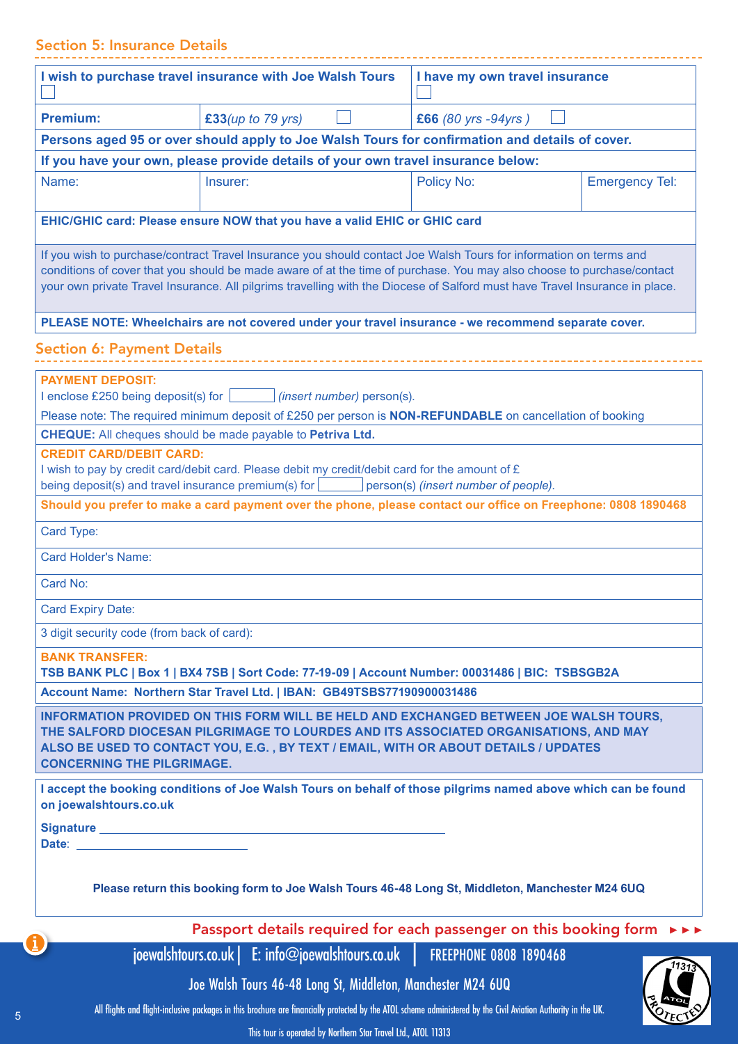## Section 5: Insurance Details

| I wish to purchase travel insurance with Joe Walsh Tours ☐ | | I have my own travel insurance ☐ | |
|---|---|---|---|
| **Premium:** | **£33** *(up to 79 yrs)* ☐ | **£66** *(80 yrs -94yrs )* ☐ | |
| **Persons aged 95 or over should apply to Joe Walsh Tours for confirmation and details of cover.** | | | |
| **If you have your own, please provide details of your own travel insurance below:** | | | |
| Name: | Insurer: | Policy No: | Emergency Tel: |
| **EHIC/GHIC card: Please ensure NOW that you have a valid EHIC or GHIC card** | | | |

If you wish to purchase/contract Travel Insurance you should contact Joe Walsh Tours for information on terms and conditions of cover that you should be made aware of at the time of purchase. You may also choose to purchase/contact your own private Travel Insurance. All pilgrims travelling with the Diocese of Salford must have Travel Insurance in place.

**PLEASE NOTE: Wheelchairs are not covered under your travel insurance - we recommend separate cover.**

## Section 6: Payment Details

**PAYMENT DEPOSIT:**
I enclose £250 being deposit(s) for ______ *(insert number)* person(s).

Please note: The required minimum deposit of £250 per person is **NON-REFUNDABLE** on cancellation of booking

**CHEQUE:** All cheques should be made payable to **Petriva Ltd.**

**CREDIT CARD/DEBIT CARD:**
I wish to pay by credit card/debit card. Please debit my credit/debit card for the amount of £
being deposit(s) and travel insurance premium(s) for ______ person(s) *(insert number of people)*.

**Should you prefer to make a card payment over the phone, please contact our office on Freephone: 0808 1890468**

Card Type:

Card Holder's Name:

Card No:

Card Expiry Date:

3 digit security code (from back of card):

**BANK TRANSFER:**
**TSB BANK PLC | Box 1 | BX4 7SB | Sort Code: 77-19-09 | Account Number: 00031486 | BIC: TSBSGB2A**

**Account Name: Northern Star Travel Ltd. | IBAN: GB49TSBS77190900031486**

**INFORMATION PROVIDED ON THIS FORM WILL BE HELD AND EXCHANGED BETWEEN JOE WALSH TOURS, THE SALFORD DIOCESAN PILGRIMAGE TO LOURDES AND ITS ASSOCIATED ORGANISATIONS, AND MAY ALSO BE USED TO CONTACT YOU, E.G. , BY TEXT / EMAIL, WITH OR ABOUT DETAILS / UPDATES CONCERNING THE PILGRIMAGE.**

**I accept the booking conditions of Joe Walsh Tours on behalf of those pilgrims named above which can be found on joewalshtours.co.uk**

**Signature** ______________________________

**Date**: ______________________

**Please return this booking form to Joe Walsh Tours 46-48 Long St, Middleton, Manchester M24 6UQ**

Passport details required for each passenger on this booking form ►►►

joewalshtours.co.uk | E: info@joewalshtours.co.uk | FREEPHONE 0808 1890468

Joe Walsh Tours 46-48 Long St, Middleton, Manchester M24 6UQ

All flights and flight-inclusive packages in this brochure are financially protected by the ATOL scheme administered by the Civil Aviation Authority in the UK.

This tour is operated by Northern Star Travel Ltd., ATOL 11313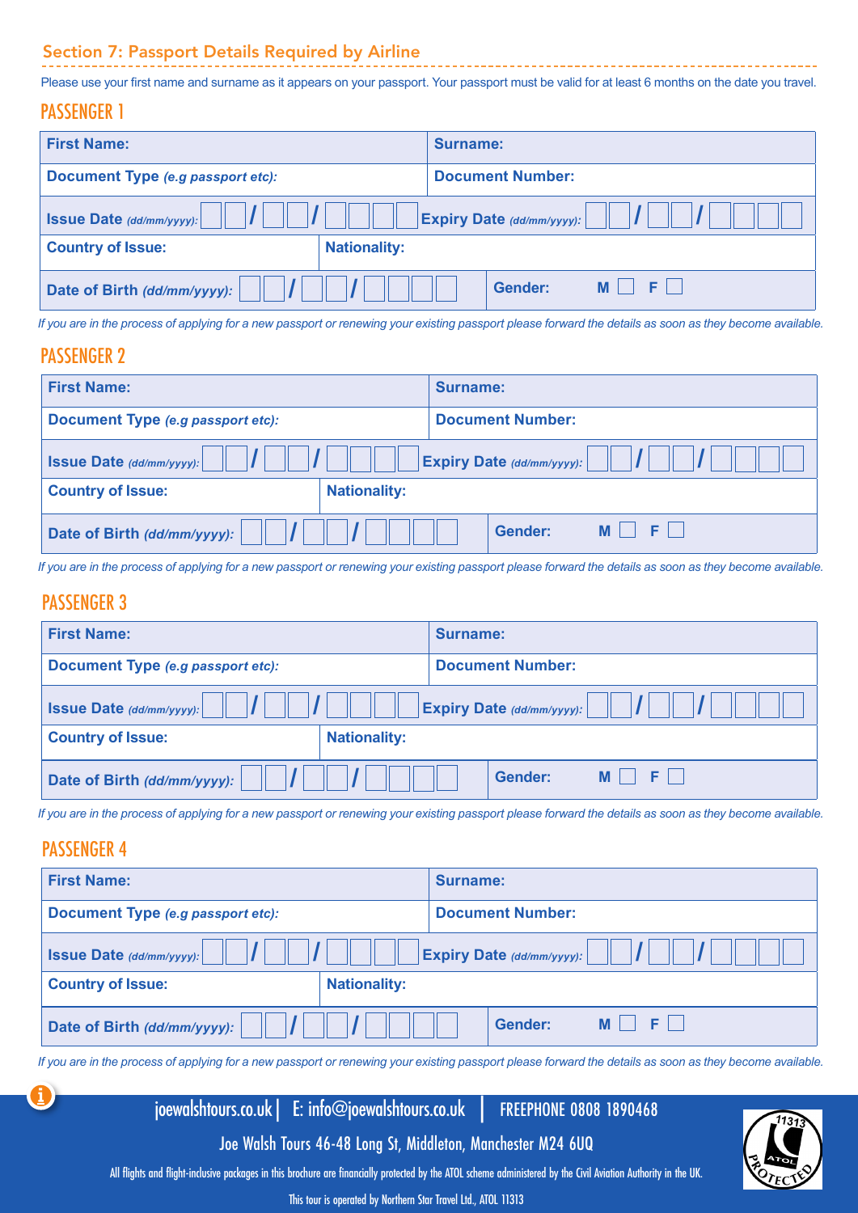## Section 7: Passport Details Required by Airline

Please use your first name and surname as it appears on your passport. Your passport must be valid for at least 6 months on the date you travel.

### PASSENGER 1

| | |
|---|---|
| **First Name:** | **Surname:** |
| **Document Type** ***(e.g passport etc):*** | **Document Number:** |
| **Issue Date** ***(dd/mm/yyyy):*** __ __ / __ __ / __ __ __ __ | **Expiry Date** ***(dd/mm/yyyy):*** __ __ / __ __ / __ __ __ __ |
| **Country of Issue:** | **Nationality:** |
| **Date of Birth** ***(dd/mm/yyyy):*** __ __ / __ __ / __ __ __ __ | **Gender:** M ☐ F ☐ |

*If you are in the process of applying for a new passport or renewing your existing passport please forward the details as soon as they become available.*

### PASSENGER 2

| | |
|---|---|
| **First Name:** | **Surname:** |
| **Document Type** ***(e.g passport etc):*** | **Document Number:** |
| **Issue Date** ***(dd/mm/yyyy):*** __ __ / __ __ / __ __ __ __ | **Expiry Date** ***(dd/mm/yyyy):*** __ __ / __ __ / __ __ __ __ |
| **Country of Issue:** | **Nationality:** |
| **Date of Birth** ***(dd/mm/yyyy):*** __ __ / __ __ / __ __ __ __ | **Gender:** M ☐ F ☐ |

*If you are in the process of applying for a new passport or renewing your existing passport please forward the details as soon as they become available.*

### PASSENGER 3

| | |
|---|---|
| **First Name:** | **Surname:** |
| **Document Type** ***(e.g passport etc):*** | **Document Number:** |
| **Issue Date** ***(dd/mm/yyyy):*** __ __ / __ __ / __ __ __ __ | **Expiry Date** ***(dd/mm/yyyy):*** __ __ / __ __ / __ __ __ __ |
| **Country of Issue:** | **Nationality:** |
| **Date of Birth** ***(dd/mm/yyyy):*** __ __ / __ __ / __ __ __ __ | **Gender:** M ☐ F ☐ |

*If you are in the process of applying for a new passport or renewing your existing passport please forward the details as soon as they become available.*

### PASSENGER 4

| | |
|---|---|
| **First Name:** | **Surname:** |
| **Document Type** ***(e.g passport etc):*** | **Document Number:** |
| **Issue Date** ***(dd/mm/yyyy):*** __ __ / __ __ / __ __ __ __ | **Expiry Date** ***(dd/mm/yyyy):*** __ __ / __ __ / __ __ __ __ |
| **Country of Issue:** | **Nationality:** |
| **Date of Birth** ***(dd/mm/yyyy):*** __ __ / __ __ / __ __ __ __ | **Gender:** M ☐ F ☐ |

*If you are in the process of applying for a new passport or renewing your existing passport please forward the details as soon as they become available.*

joewalshtours.co.uk | E: info@joewalshtours.co.uk | FREEPHONE 0808 1890468

Joe Walsh Tours 46-48 Long St, Middleton, Manchester M24 6UQ

All flights and flight-inclusive packages in this brochure are financially protected by the ATOL scheme administered by the Civil Aviation Authority in the UK.

This tour is operated by Northern Star Travel Ltd., ATOL 11313

11313 ATOL PROTECTED